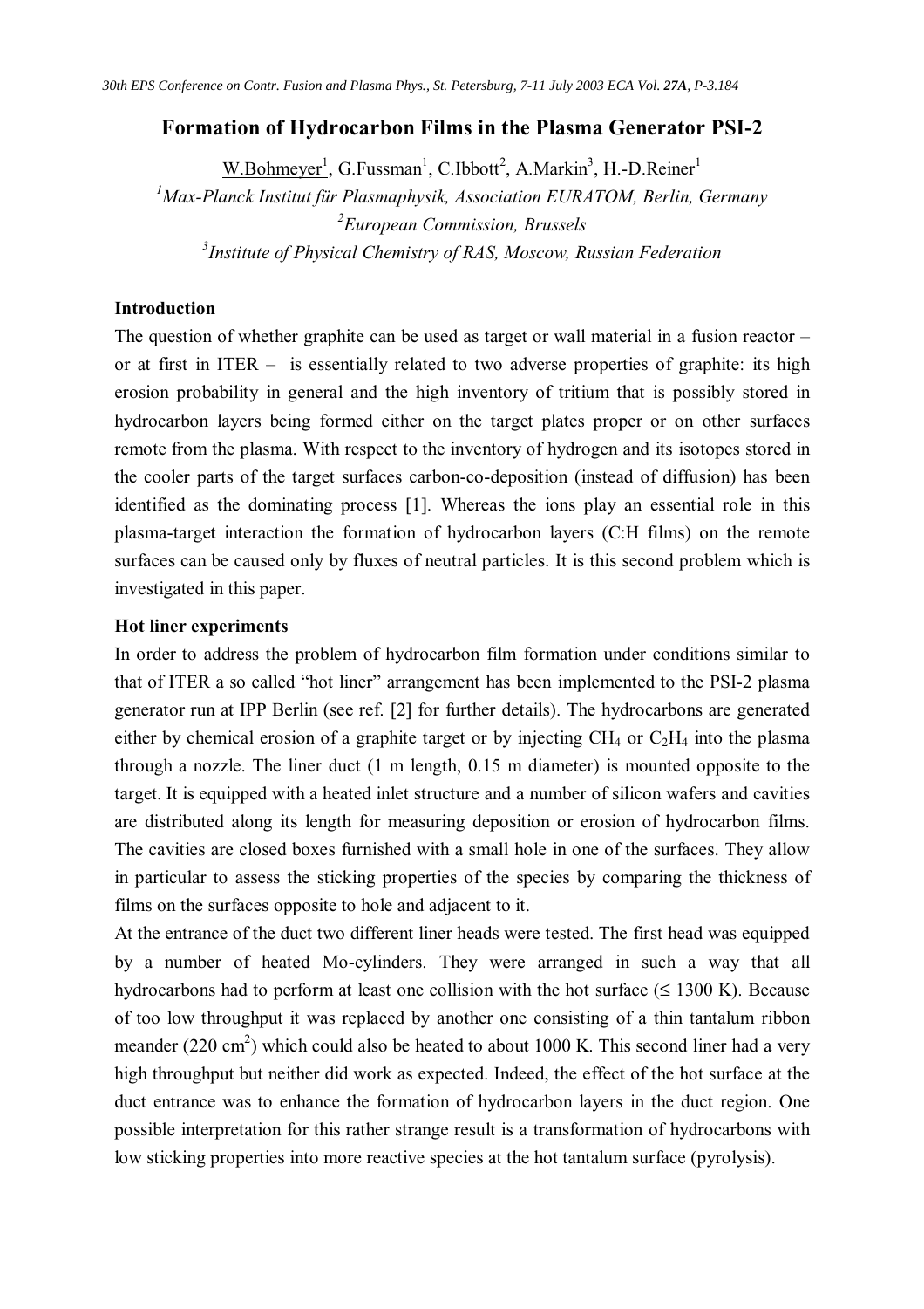# Formation of Hydrocarbon Films in the Plasma Generator PSI-2

W.Bohmeyer[1], G.Fussman[1], C.Ibbott[2], A.Markin[3], H.-D.Reiner[1]

[1] *Max-Planck Institut für Plasmaphysik, Association EURATOM, Berlin, Germany*

[2] *European Commission, Brussels*

[3] *Institute of Physical Chemistry of RAS, Moscow, Russian Federation*

## Introduction

The question of whether graphite can be used as target or wall material in a fusion reactor – or at first in ITER – is essentially related to two adverse properties of graphite: its high erosion probability in general and the high inventory of tritium that is possibly stored in hydrocarbon layers being formed either on the target plates proper or on other surfaces remote from the plasma. With respect to the inventory of hydrogen and its isotopes stored in the cooler parts of the target surfaces carbon-co-deposition (instead of diffusion) has been identified as the dominating process [1]. Whereas the ions play an essential role in this plasma-target interaction the formation of hydrocarbon layers (C:H films) on the remote surfaces can be caused only by fluxes of neutral particles. It is this second problem which is investigated in this paper.

## Hot liner experiments

In order to address the problem of hydrocarbon film formation under conditions similar to that of ITER a so called "hot liner" arrangement has been implemented to the PSI-2 plasma generator run at IPP Berlin (see ref. [2] for further details). The hydrocarbons are generated either by chemical erosion of a graphite target or by injecting $CH_4$ or $C_2H_4$ into the plasma through a nozzle. The liner duct (1 m length, 0.15 m diameter) is mounted opposite to the target. It is equipped with a heated inlet structure and a number of silicon wafers and cavities are distributed along its length for measuring deposition or erosion of hydrocarbon films. The cavities are closed boxes furnished with a small hole in one of the surfaces. They allow in particular to assess the sticking properties of the species by comparing the thickness of films on the surfaces opposite to hole and adjacent to it.

At the entrance of the duct two different liner heads were tested. The first head was equipped by a number of heated Mo-cylinders. They were arranged in such a way that all hydrocarbons had to perform at least one collision with the hot surface ($\leq$ 1300 K). Because of too low throughput it was replaced by another one consisting of a thin tantalum ribbon meander (220 $cm^2$) which could also be heated to about 1000 K. This second liner had a very high throughput but neither did work as expected. Indeed, the effect of the hot surface at the duct entrance was to enhance the formation of hydrocarbon layers in the duct region. One possible interpretation for this rather strange result is a transformation of hydrocarbons with low sticking properties into more reactive species at the hot tantalum surface (pyrolysis).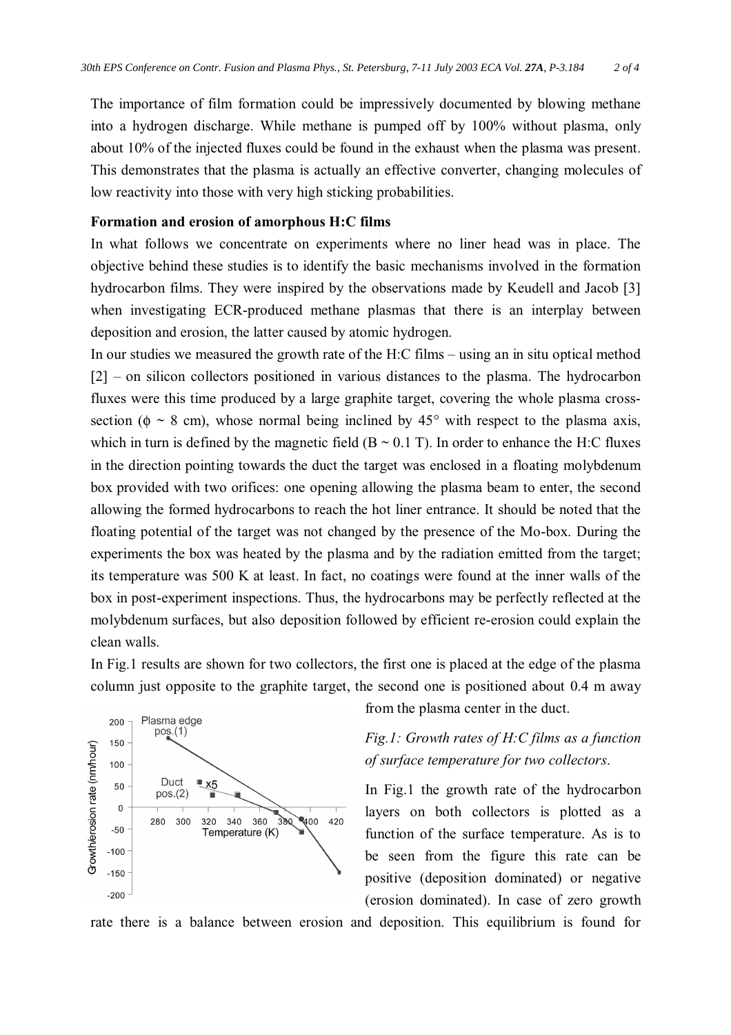The importance of film formation could be impressively documented by blowing methane into a hydrogen discharge. While methane is pumped off by 100% without plasma, only about 10% of the injected fluxes could be found in the exhaust when the plasma was present. This demonstrates that the plasma is actually an effective converter, changing molecules of low reactivity into those with very high sticking probabilities.

**Formation and erosion of amorphous H:C films**

In what follows we concentrate on experiments where no liner head was in place. The objective behind these studies is to identify the basic mechanisms involved in the formation hydrocarbon films. They were inspired by the observations made by Keudell and Jacob [3] when investigating ECR-produced methane plasmas that there is an interplay between deposition and erosion, the latter caused by atomic hydrogen.

In our studies we measured the growth rate of the H:C films – using an in situ optical method [2] – on silicon collectors positioned in various distances to the plasma. The hydrocarbon fluxes were this time produced by a large graphite target, covering the whole plasma cross-section ($\phi \sim 8$ cm), whose normal being inclined by 45° with respect to the plasma axis, which in turn is defined by the magnetic field ($B \sim 0.1$ T). In order to enhance the H:C fluxes in the direction pointing towards the duct the target was enclosed in a floating molybdenum box provided with two orifices: one opening allowing the plasma beam to enter, the second allowing the formed hydrocarbons to reach the hot liner entrance. It should be noted that the floating potential of the target was not changed by the presence of the Mo-box. During the experiments the box was heated by the plasma and by the radiation emitted from the target; its temperature was 500 K at least. In fact, no coatings were found at the inner walls of the box in post-experiment inspections. Thus, the hydrocarbons may be perfectly reflected at the molybdenum surfaces, but also deposition followed by efficient re-erosion could explain the clean walls.

In Fig.1 results are shown for two collectors, the first one is placed at the edge of the plasma column just opposite to the graphite target, the second one is positioned about 0.4 m away from the plasma center in the duct.

*Fig.1: Growth rates of H:C films as a function of surface temperature for two collectors.*

In Fig.1 the growth rate of the hydrocarbon layers on both collectors is plotted as a function of the surface temperature. As is to be seen from the figure this rate can be positive (deposition dominated) or negative (erosion dominated). In case of zero growth rate there is a balance between erosion and deposition. This equilibrium is found for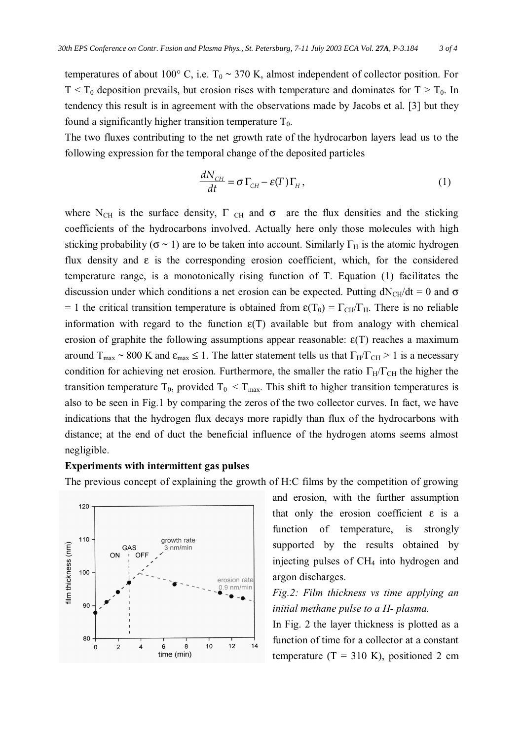temperatures of about 100° C, i.e. $T_0 \sim 370$ K, almost independent of collector position. For $T < T_0$ deposition prevails, but erosion rises with temperature and dominates for $T > T_0$. In tendency this result is in agreement with the observations made by Jacobs et al. [3] but they found a significantly higher transition temperature $T_0$.

The two fluxes contributing to the net growth rate of the hydrocarbon layers lead us to the following expression for the temporal change of the deposited particles

$$\frac{dN_{CH}}{dt} = \sigma \Gamma_{CH} - \varepsilon(T)\Gamma_H, \tag{1}$$

where $N_{CH}$ is the surface density, $\Gamma_{CH}$ and $\sigma$ are the flux densities and the sticking coefficients of the hydrocarbons involved. Actually here only those molecules with high sticking probability ($\sigma \sim 1$) are to be taken into account. Similarly $\Gamma_H$ is the atomic hydrogen flux density and $\varepsilon$ is the corresponding erosion coefficient, which, for the considered temperature range, is a monotonically rising function of T. Equation (1) facilitates the discussion under which conditions a net erosion can be expected. Putting $dN_{CH}/dt = 0$ and $\sigma = 1$ the critical transition temperature is obtained from $\varepsilon(T_0) = \Gamma_{CH}/\Gamma_H$. There is no reliable information with regard to the function $\varepsilon(T)$ available but from analogy with chemical erosion of graphite the following assumptions appear reasonable: $\varepsilon(T)$ reaches a maximum around $T_{max} \sim 800$ K and $\varepsilon_{max} \leq 1$. The latter statement tells us that $\Gamma_H/\Gamma_{CH} > 1$ is a necessary condition for achieving net erosion. Furthermore, the smaller the ratio $\Gamma_H/\Gamma_{CH}$ the higher the transition temperature $T_0$, provided $T_0 < T_{max}$. This shift to higher transition temperatures is also to be seen in Fig.1 by comparing the zeros of the two collector curves. In fact, we have indications that the hydrogen flux decays more rapidly than flux of the hydrocarbons with distance; at the end of duct the beneficial influence of the hydrogen atoms seems almost negligible.

**Experiments with intermittent gas pulses**

The previous concept of explaining the growth of H:C films by the competition of growing and erosion, with the further assumption that only the erosion coefficient $\varepsilon$ is a function of temperature, is strongly supported by the results obtained by injecting pulses of $CH_4$ into hydrogen and argon discharges.

*Fig.2: Film thickness vs time applying an initial methane pulse to a H- plasma.*

In Fig. 2 the layer thickness is plotted as a function of time for a collector at a constant temperature (T = 310 K), positioned 2 cm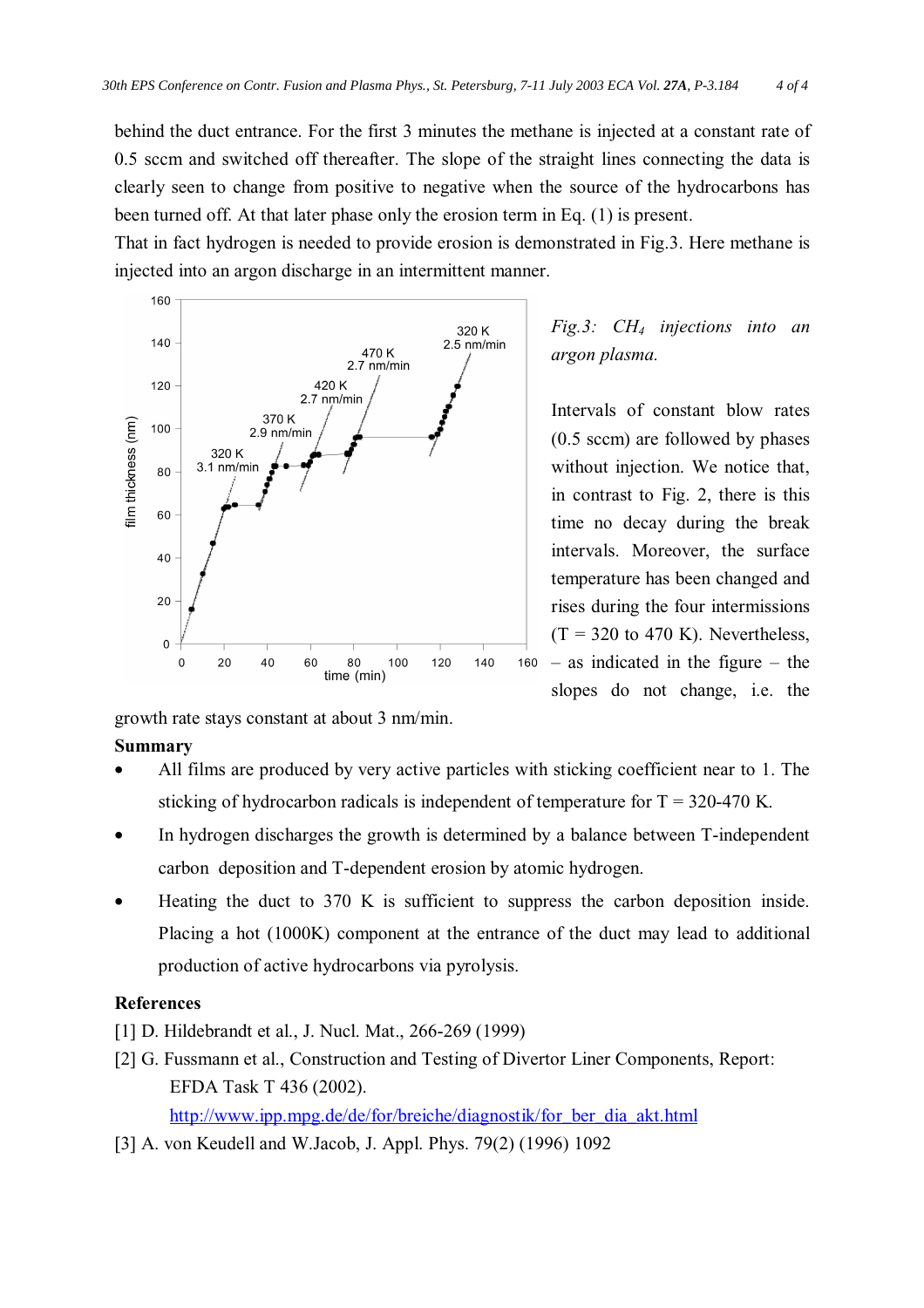behind the duct entrance. For the first 3 minutes the methane is injected at a constant rate of 0.5 sccm and switched off thereafter. The slope of the straight lines connecting the data is clearly seen to change from positive to negative when the source of the hydrocarbons has been turned off. At that later phase only the erosion term in Eq. (1) is present.

That in fact hydrogen is needed to provide erosion is demonstrated in Fig.3. Here methane is injected into an argon discharge in an intermittent manner.

film thickness (nm)
time (min)
0 20 40 60 80 100 120 140 160
0 20 40 60 80 100 120 140 160
320 K
3.1 nm/min
370 K
2.9 nm/min
420 K
2.7 nm/min
470 K
2.7 nm/min
320 K
2.5 nm/min

*Fig.3: $CH_4$ injections into an argon plasma.*

Intervals of constant blow rates (0.5 sccm) are followed by phases without injection. We notice that, in contrast to Fig. 2, there is this time no decay during the break intervals. Moreover, the surface temperature has been changed and rises during the four intermissions (T = 320 to 470 K). Nevertheless, – as indicated in the figure – the slopes do not change, i.e. the growth rate stays constant at about 3 nm/min.

**Summary**

- All films are produced by very active particles with sticking coefficient near to 1. The sticking of hydrocarbon radicals is independent of temperature for T = 320-470 K.
- In hydrogen discharges the growth is determined by a balance between T-independent carbon deposition and T-dependent erosion by atomic hydrogen.
- Heating the duct to 370 K is sufficient to suppress the carbon deposition inside. Placing a hot (1000K) component at the entrance of the duct may lead to additional production of active hydrocarbons via pyrolysis.

**References**

[1] D. Hildebrandt et al., J. Nucl. Mat., 266-269 (1999)

[2] G. Fussmann et al., Construction and Testing of Divertor Liner Components, Report: EFDA Task T 436 (2002).
http://www.ipp.mpg.de/de/for/breiche/diagnostik/for_ber_dia_akt.html

[3] A. von Keudell and W.Jacob, J. Appl. Phys. 79(2) (1996) 1092